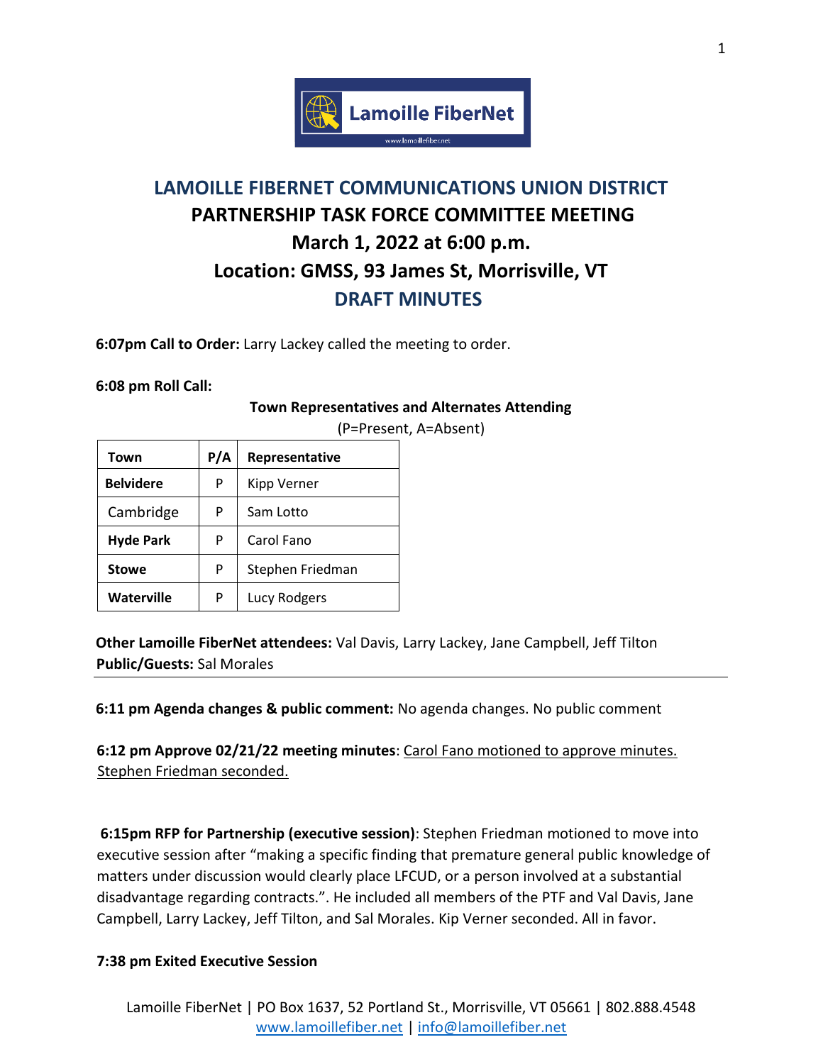# LAMOILLE FIBERNET COMMUNICATIONS UNION DISTRICT
## PARTNERSHIP TASK FORCE COMMITTEE MEETING
## March 1, 2022 at 6:00 p.m.
## Location: GMSS, 93 James St, Morrisville, VT
## DRAFT MINUTES

**6:07pm Call to Order:** Larry Lackey called the meeting to order.

**6:08 pm Roll Call:**

**Town Representatives and Alternates Attending**

(P=Present, A=Absent)

| Town | P/A | Representative |
|---|---|---|
| **Belvidere** | P | Kipp Verner |
| Cambridge | P | Sam Lotto |
| **Hyde Park** | P | Carol Fano |
| **Stowe** | P | Stephen Friedman |
| **Waterville** | P | Lucy Rodgers |

**Other Lamoille FiberNet attendees:** Val Davis, Larry Lackey, Jane Campbell, Jeff Tilton
**Public/Guests:** Sal Morales

---

**6:11 pm Agenda changes & public comment:** No agenda changes. No public comment

**6:12 pm Approve 02/21/22 meeting minutes**: Carol Fano motioned to approve minutes. Stephen Friedman seconded.

**6:15pm RFP for Partnership (executive session)**: Stephen Friedman motioned to move into executive session after "making a specific finding that premature general public knowledge of matters under discussion would clearly place LFCUD, or a person involved at a substantial disadvantage regarding contracts.". He included all members of the PTF and Val Davis, Jane Campbell, Larry Lackey, Jeff Tilton, and Sal Morales. Kip Verner seconded. All in favor.

**7:38 pm Exited Executive Session**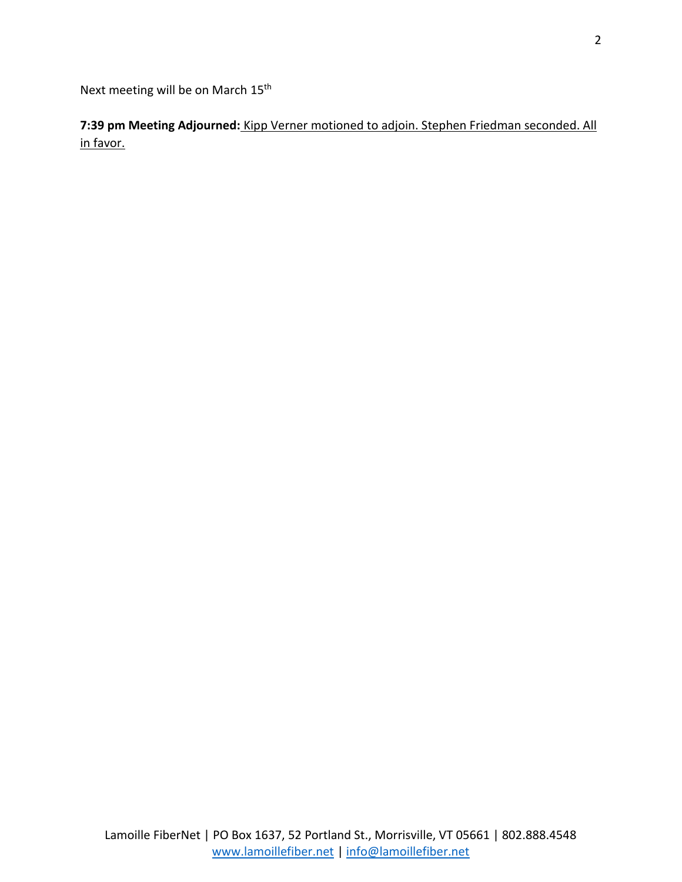Next meeting will be on March 15th

**7:39 pm Meeting Adjourned:** Kipp Verner motioned to adjoin. Stephen Friedman seconded. All in favor.

Lamoille FiberNet | PO Box 1637, 52 Portland St., Morrisville, VT 05661 | 802.888.4548
www.lamoillefiber.net | info@lamoillefiber.net